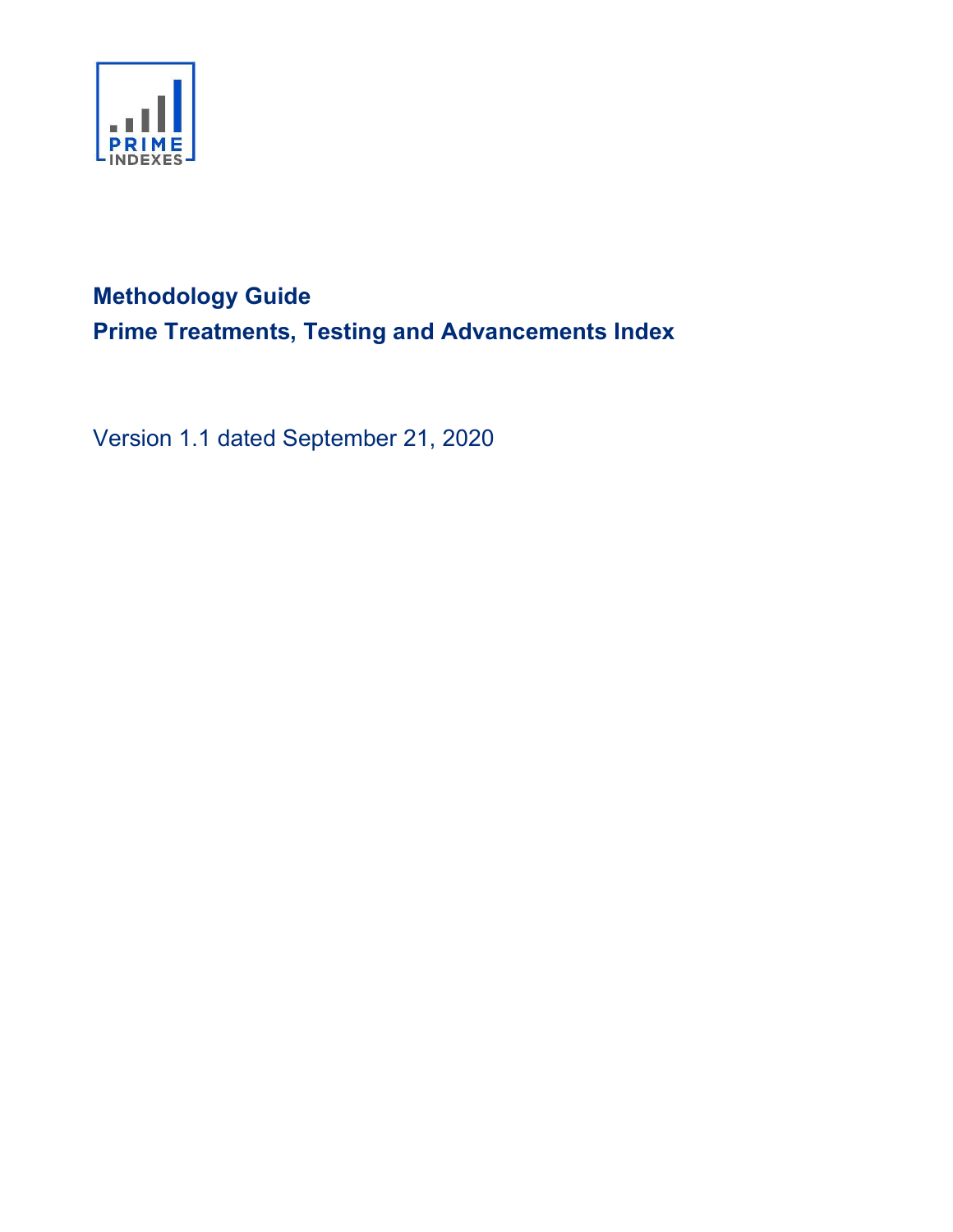# Methodology Guide

# Prime Treatments, Testing and Advancements Index

Version 1.1 dated September 21, 2020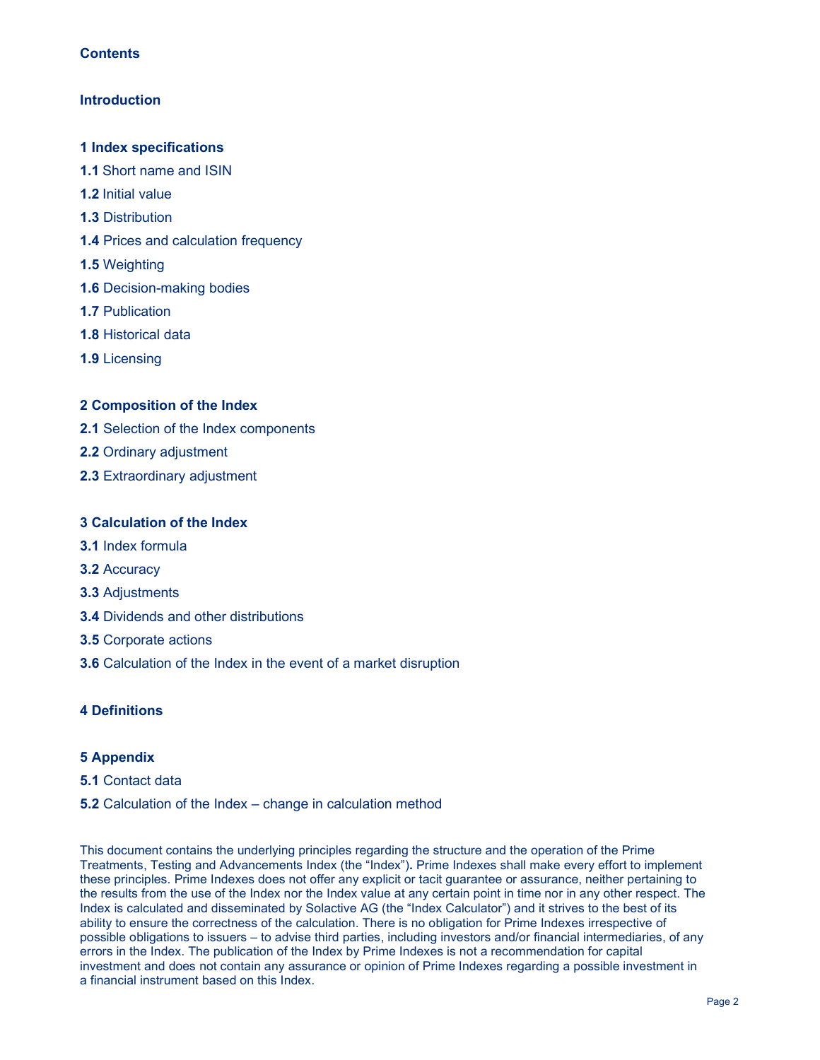## Contents

**Introduction**

**1 Index specifications**

**1.1** Short name and ISIN

**1.2** Initial value

**1.3** Distribution

**1.4** Prices and calculation frequency

**1.5** Weighting

**1.6** Decision-making bodies

**1.7** Publication

**1.8** Historical data

**1.9** Licensing

**2 Composition of the Index**

**2.1** Selection of the Index components

**2.2** Ordinary adjustment

**2.3** Extraordinary adjustment

**3 Calculation of the Index**

**3.1** Index formula

**3.2** Accuracy

**3.3** Adjustments

**3.4** Dividends and other distributions

**3.5** Corporate actions

**3.6** Calculation of the Index in the event of a market disruption

**4 Definitions**

**5 Appendix**

**5.1** Contact data

**5.2** Calculation of the Index – change in calculation method

This document contains the underlying principles regarding the structure and the operation of the Prime Treatments, Testing and Advancements Index (the "Index")**.** Prime Indexes shall make every effort to implement these principles. Prime Indexes does not offer any explicit or tacit guarantee or assurance, neither pertaining to the results from the use of the Index nor the Index value at any certain point in time nor in any other respect. The Index is calculated and disseminated by Solactive AG (the "Index Calculator") and it strives to the best of its ability to ensure the correctness of the calculation. There is no obligation for Prime Indexes irrespective of possible obligations to issuers – to advise third parties, including investors and/or financial intermediaries, of any errors in the Index. The publication of the Index by Prime Indexes is not a recommendation for capital investment and does not contain any assurance or opinion of Prime Indexes regarding a possible investment in a financial instrument based on this Index.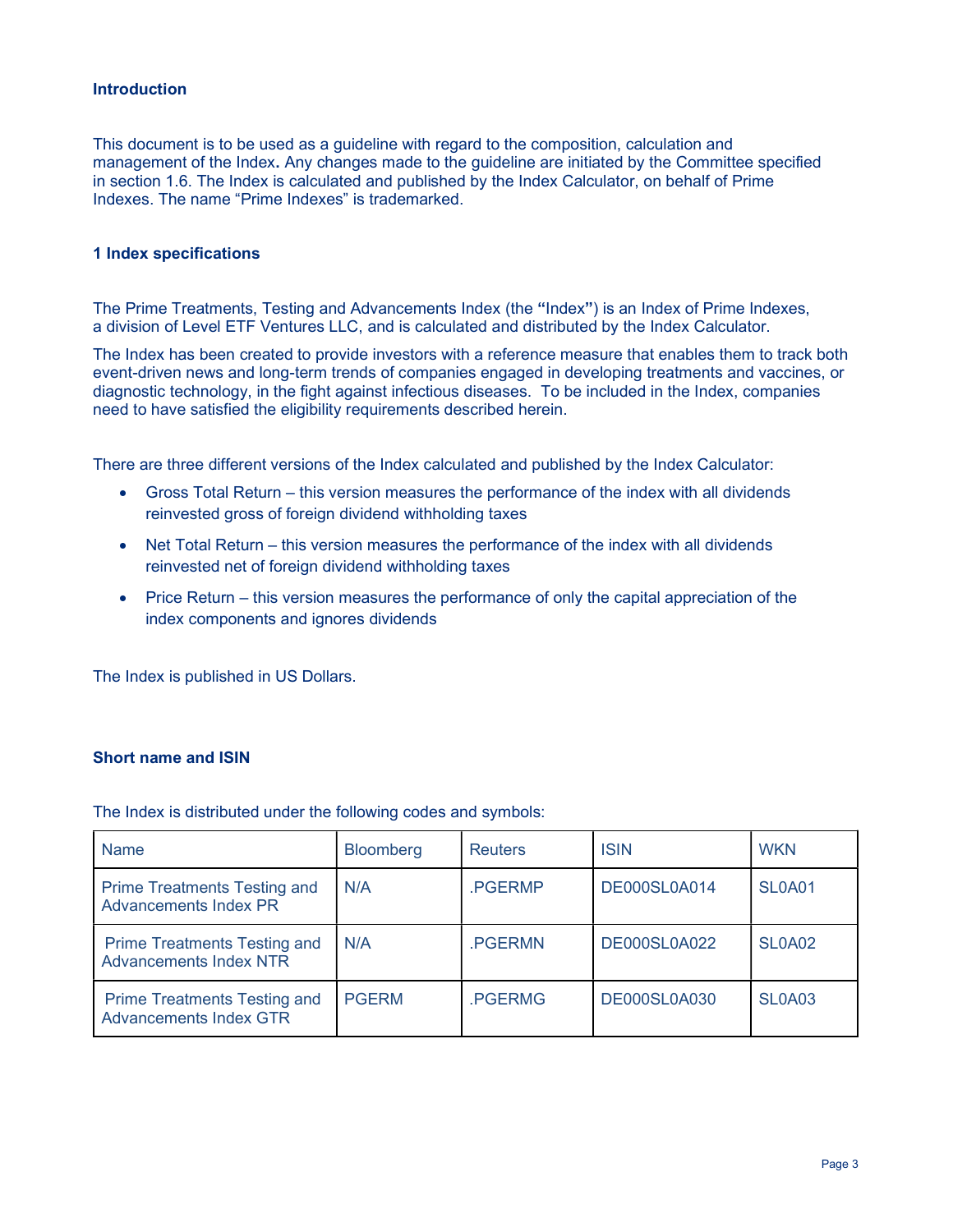## Introduction

This document is to be used as a guideline with regard to the composition, calculation and management of the Index. Any changes made to the guideline are initiated by the Committee specified in section 1.6. The Index is calculated and published by the Index Calculator, on behalf of Prime Indexes. The name "Prime Indexes" is trademarked.

## 1 Index specifications

The Prime Treatments, Testing and Advancements Index (the "Index") is an Index of Prime Indexes, a division of Level ETF Ventures LLC, and is calculated and distributed by the Index Calculator.

The Index has been created to provide investors with a reference measure that enables them to track both event-driven news and long-term trends of companies engaged in developing treatments and vaccines, or diagnostic technology, in the fight against infectious diseases. To be included in the Index, companies need to have satisfied the eligibility requirements described herein.

There are three different versions of the Index calculated and published by the Index Calculator:

- Gross Total Return – this version measures the performance of the index with all dividends reinvested gross of foreign dividend withholding taxes
- Net Total Return – this version measures the performance of the index with all dividends reinvested net of foreign dividend withholding taxes
- Price Return – this version measures the performance of only the capital appreciation of the index components and ignores dividends

The Index is published in US Dollars.

### Short name and ISIN

The Index is distributed under the following codes and symbols:

| Name | Bloomberg | Reuters | ISIN | WKN |
|---|---|---|---|---|
| Prime Treatments Testing and Advancements Index PR | N/A | .PGERMP | DE000SL0A014 | SL0A01 |
| Prime Treatments Testing and Advancements Index NTR | N/A | .PGERMN | DE000SL0A022 | SL0A02 |
| Prime Treatments Testing and Advancements Index GTR | PGERM | .PGERMG | DE000SL0A030 | SL0A03 |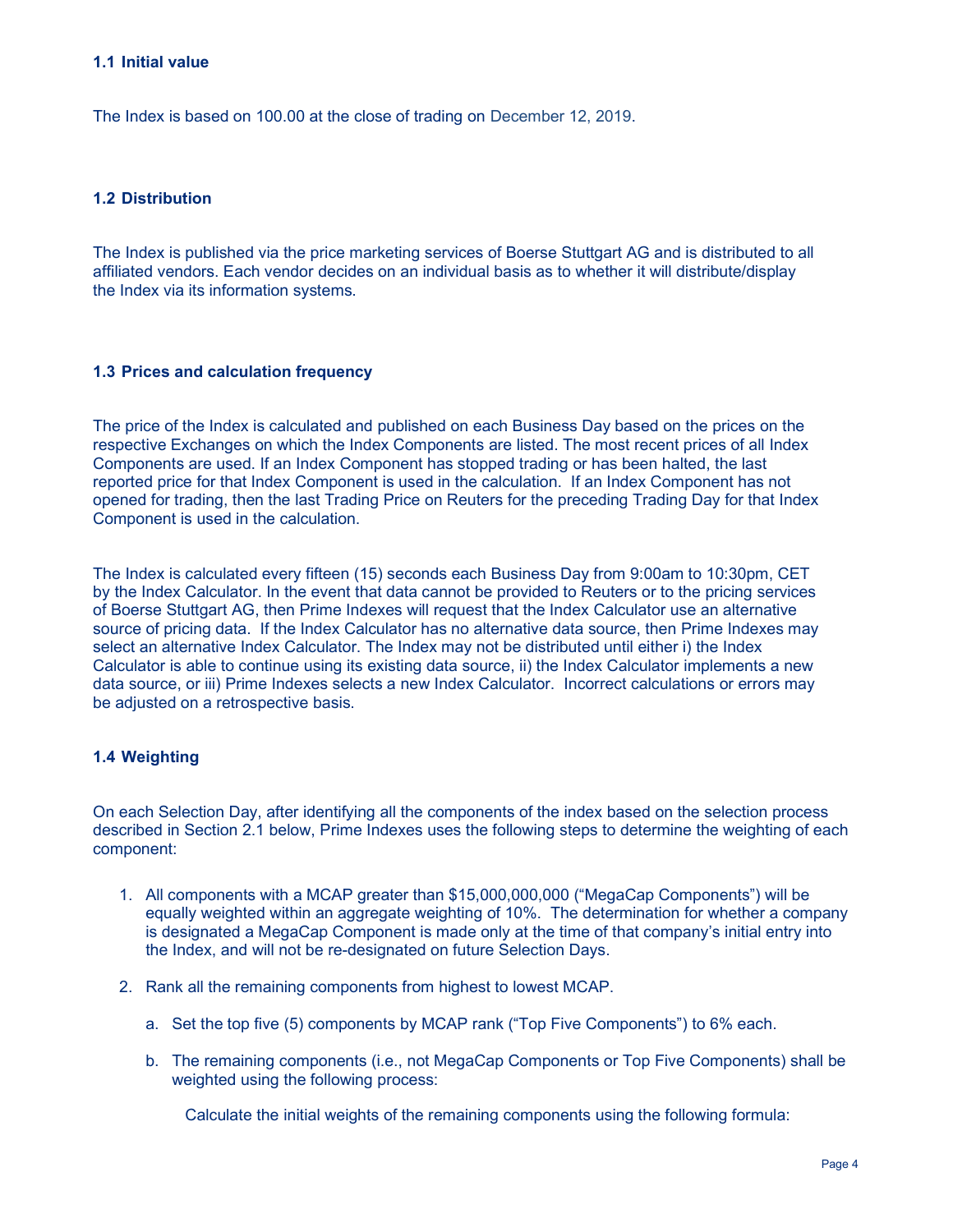### 1.1 Initial value

The Index is based on 100.00 at the close of trading on December 12, 2019.

### 1.2 Distribution

The Index is published via the price marketing services of Boerse Stuttgart AG and is distributed to all affiliated vendors. Each vendor decides on an individual basis as to whether it will distribute/display the Index via its information systems.

### 1.3 Prices and calculation frequency

The price of the Index is calculated and published on each Business Day based on the prices on the respective Exchanges on which the Index Components are listed. The most recent prices of all Index Components are used. If an Index Component has stopped trading or has been halted, the last reported price for that Index Component is used in the calculation. If an Index Component has not opened for trading, then the last Trading Price on Reuters for the preceding Trading Day for that Index Component is used in the calculation.

The Index is calculated every fifteen (15) seconds each Business Day from 9:00am to 10:30pm, CET by the Index Calculator. In the event that data cannot be provided to Reuters or to the pricing services of Boerse Stuttgart AG, then Prime Indexes will request that the Index Calculator use an alternative source of pricing data. If the Index Calculator has no alternative data source, then Prime Indexes may select an alternative Index Calculator. The Index may not be distributed until either i) the Index Calculator is able to continue using its existing data source, ii) the Index Calculator implements a new data source, or iii) Prime Indexes selects a new Index Calculator. Incorrect calculations or errors may be adjusted on a retrospective basis.

### 1.4 Weighting

On each Selection Day, after identifying all the components of the index based on the selection process described in Section 2.1 below, Prime Indexes uses the following steps to determine the weighting of each component:

1. All components with a MCAP greater than $15,000,000,000 ("MegaCap Components") will be equally weighted within an aggregate weighting of 10%. The determination for whether a company is designated a MegaCap Component is made only at the time of that company's initial entry into the Index, and will not be re-designated on future Selection Days.
2. Rank all the remaining components from highest to lowest MCAP.
   a. Set the top five (5) components by MCAP rank ("Top Five Components") to 6% each.
   b. The remaining components (i.e., not MegaCap Components or Top Five Components) shall be weighted using the following process:

      Calculate the initial weights of the remaining components using the following formula: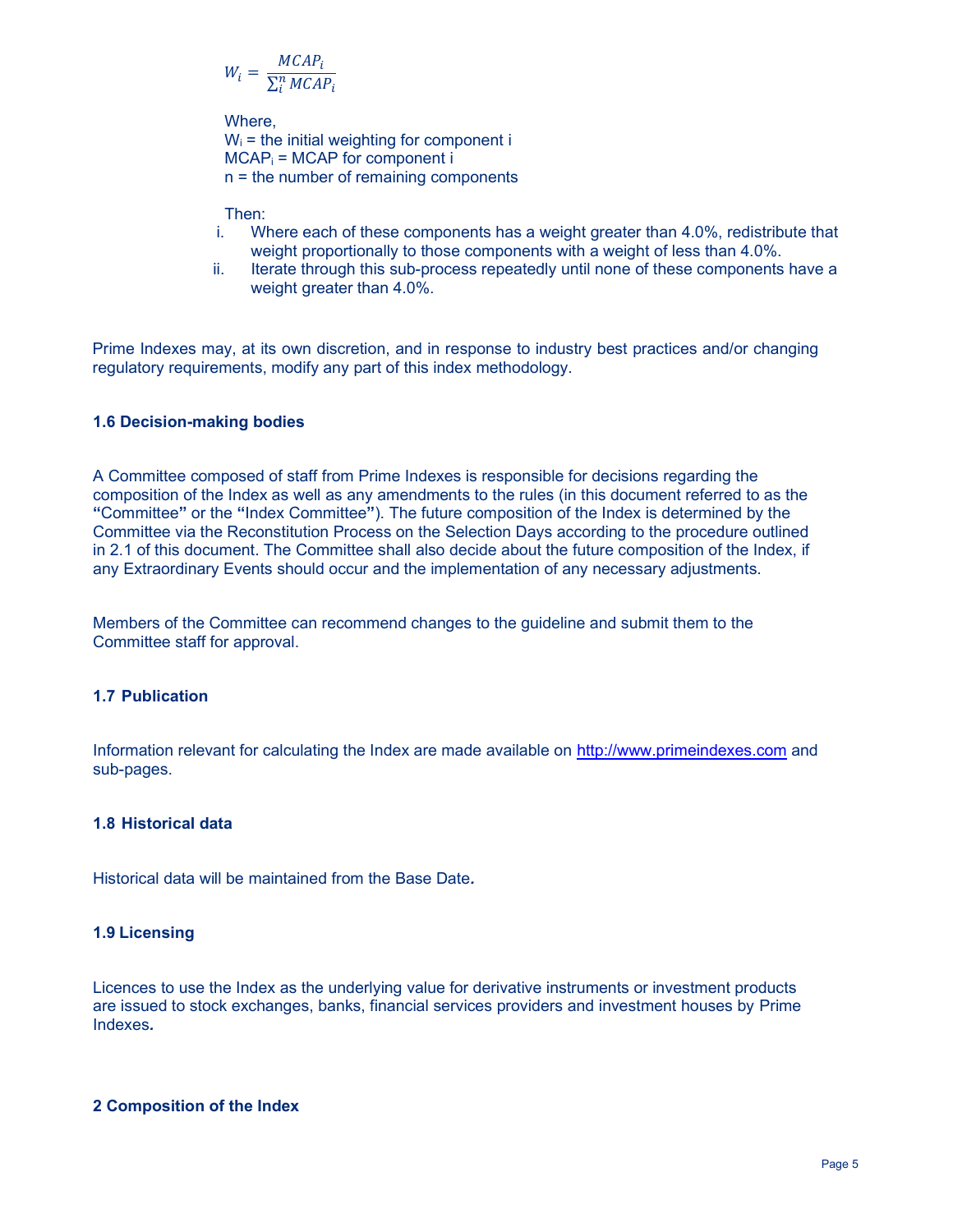$$W_i = \frac{MCAP_i}{\sum_i^n MCAP_i}$$

Where,
$W_i$ = the initial weighting for component i
$MCAP_i$ = MCAP for component i
n = the number of remaining components

Then:

i. Where each of these components has a weight greater than 4.0%, redistribute that weight proportionally to those components with a weight of less than 4.0%.
ii. Iterate through this sub-process repeatedly until none of these components have a weight greater than 4.0%.

Prime Indexes may, at its own discretion, and in response to industry best practices and/or changing regulatory requirements, modify any part of this index methodology.

### 1.6 Decision-making bodies

A Committee composed of staff from Prime Indexes is responsible for decisions regarding the composition of the Index as well as any amendments to the rules (in this document referred to as the **"**Committee**"** or the **"**Index Committee**"**). The future composition of the Index is determined by the Committee via the Reconstitution Process on the Selection Days according to the procedure outlined in 2.1 of this document. The Committee shall also decide about the future composition of the Index, if any Extraordinary Events should occur and the implementation of any necessary adjustments.

Members of the Committee can recommend changes to the guideline and submit them to the Committee staff for approval.

### 1.7 Publication

Information relevant for calculating the Index are made available on [http://www.primeindexes.com](http://www.primeindexes.com) and sub-pages.

### 1.8 Historical data

Historical data will be maintained from the Base Date*.*

### 1.9 Licensing

Licences to use the Index as the underlying value for derivative instruments or investment products are issued to stock exchanges, banks, financial services providers and investment houses by Prime Indexes*.*

## 2 Composition of the Index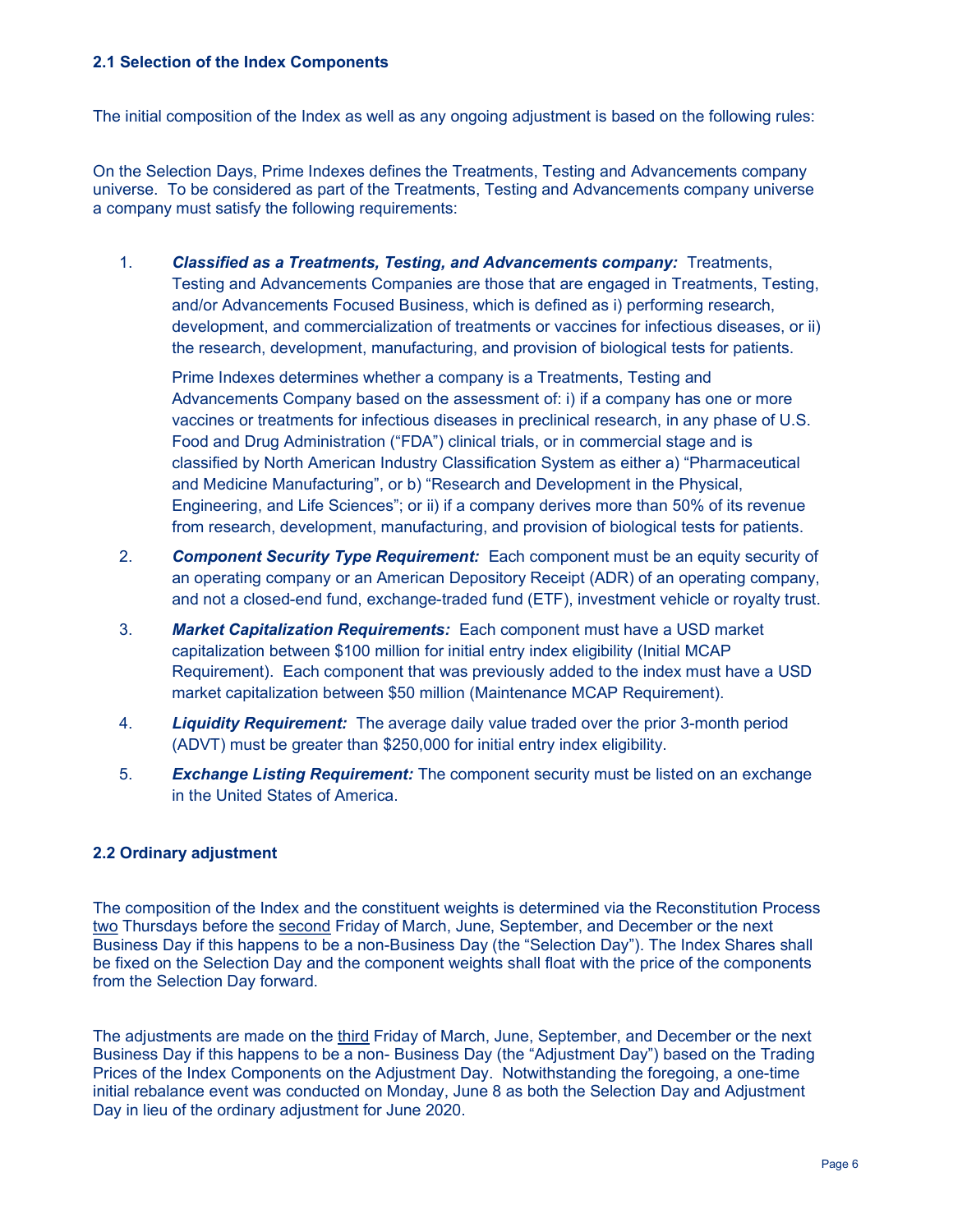### 2.1 Selection of the Index Components

The initial composition of the Index as well as any ongoing adjustment is based on the following rules:

On the Selection Days, Prime Indexes defines the Treatments, Testing and Advancements company universe. To be considered as part of the Treatments, Testing and Advancements company universe a company must satisfy the following requirements:

1. ***Classified as a Treatments, Testing, and Advancements company:*** Treatments, Testing and Advancements Companies are those that are engaged in Treatments, Testing, and/or Advancements Focused Business, which is defined as i) performing research, development, and commercialization of treatments or vaccines for infectious diseases, or ii) the research, development, manufacturing, and provision of biological tests for patients.

   Prime Indexes determines whether a company is a Treatments, Testing and Advancements Company based on the assessment of: i) if a company has one or more vaccines or treatments for infectious diseases in preclinical research, in any phase of U.S. Food and Drug Administration ("FDA") clinical trials, or in commercial stage and is classified by North American Industry Classification System as either a) "Pharmaceutical and Medicine Manufacturing", or b) "Research and Development in the Physical, Engineering, and Life Sciences"; or ii) if a company derives more than 50% of its revenue from research, development, manufacturing, and provision of biological tests for patients.

2. ***Component Security Type Requirement:*** Each component must be an equity security of an operating company or an American Depository Receipt (ADR) of an operating company, and not a closed-end fund, exchange-traded fund (ETF), investment vehicle or royalty trust.

3. ***Market Capitalization Requirements:*** Each component must have a USD market capitalization between $100 million for initial entry index eligibility (Initial MCAP Requirement). Each component that was previously added to the index must have a USD market capitalization between $50 million (Maintenance MCAP Requirement).

4. ***Liquidity Requirement:*** The average daily value traded over the prior 3-month period (ADVT) must be greater than $250,000 for initial entry index eligibility.

5. ***Exchange Listing Requirement:*** The component security must be listed on an exchange in the United States of America.

### 2.2 Ordinary adjustment

The composition of the Index and the constituent weights is determined via the Reconstitution Process two Thursdays before the second Friday of March, June, September, and December or the next Business Day if this happens to be a non-Business Day (the "Selection Day"). The Index Shares shall be fixed on the Selection Day and the component weights shall float with the price of the components from the Selection Day forward.

The adjustments are made on the third Friday of March, June, September, and December or the next Business Day if this happens to be a non- Business Day (the "Adjustment Day") based on the Trading Prices of the Index Components on the Adjustment Day. Notwithstanding the foregoing, a one-time initial rebalance event was conducted on Monday, June 8 as both the Selection Day and Adjustment Day in lieu of the ordinary adjustment for June 2020.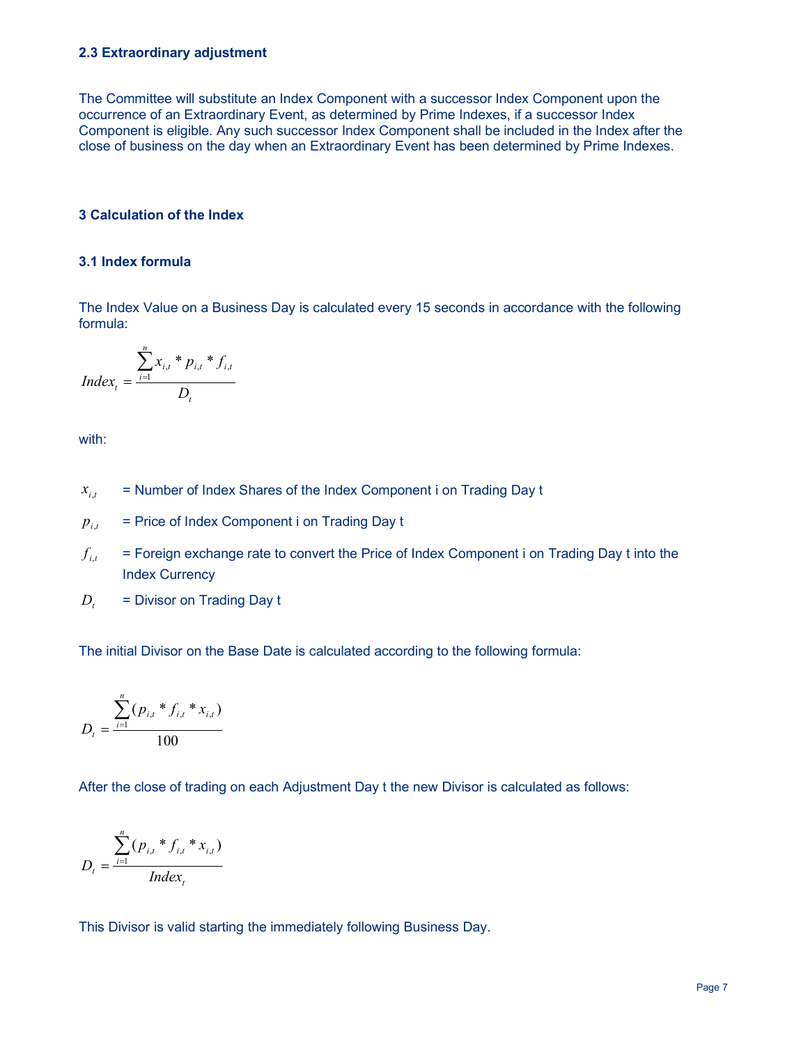### 2.3 Extraordinary adjustment

The Committee will substitute an Index Component with a successor Index Component upon the occurrence of an Extraordinary Event, as determined by Prime Indexes, if a successor Index Component is eligible. Any such successor Index Component shall be included in the Index after the close of business on the day when an Extraordinary Event has been determined by Prime Indexes.

## 3 Calculation of the Index

### 3.1 Index formula

The Index Value on a Business Day is calculated every 15 seconds in accordance with the following formula:

$$Index_t = \frac{\sum_{i=1}^{n} x_{i,t} * p_{i,t} * f_{i,t}}{D_t}$$

with:

$x_{i,t}$ = Number of Index Shares of the Index Component i on Trading Day t

$p_{i,t}$ = Price of Index Component i on Trading Day t

$f_{i,t}$ = Foreign exchange rate to convert the Price of Index Component i on Trading Day t into the Index Currency

$D_t$ = Divisor on Trading Day t

The initial Divisor on the Base Date is calculated according to the following formula:

$$D_t = \frac{\sum_{i=1}^{n} (p_{i,t} * f_{i,t} * x_{i,t})}{100}$$

After the close of trading on each Adjustment Day t the new Divisor is calculated as follows:

$$D_t = \frac{\sum_{i=1}^{n} (p_{i,t} * f_{i,t} * x_{i,t})}{Index_t}$$

This Divisor is valid starting the immediately following Business Day.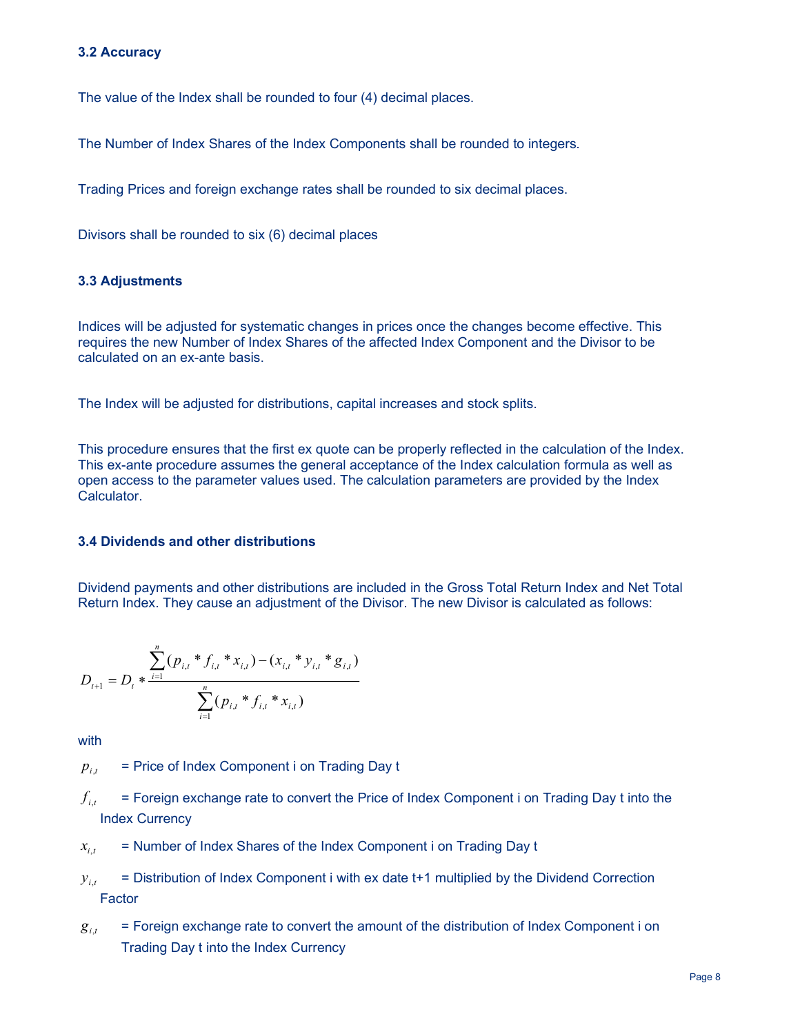### 3.2 Accuracy

The value of the Index shall be rounded to four (4) decimal places.

The Number of Index Shares of the Index Components shall be rounded to integers.

Trading Prices and foreign exchange rates shall be rounded to six decimal places.

Divisors shall be rounded to six (6) decimal places

### 3.3 Adjustments

Indices will be adjusted for systematic changes in prices once the changes become effective. This requires the new Number of Index Shares of the affected Index Component and the Divisor to be calculated on an ex-ante basis.

The Index will be adjusted for distributions, capital increases and stock splits.

This procedure ensures that the first ex quote can be properly reflected in the calculation of the Index. This ex-ante procedure assumes the general acceptance of the Index calculation formula as well as open access to the parameter values used. The calculation parameters are provided by the Index Calculator.

### 3.4 Dividends and other distributions

Dividend payments and other distributions are included in the Gross Total Return Index and Net Total Return Index. They cause an adjustment of the Divisor. The new Divisor is calculated as follows:

$$D_{t+1} = D_t * \frac{\sum_{i=1}^{n}(p_{i,t} * f_{i,t} * x_{i,t}) - (x_{i,t} * y_{i,t} * g_{i,t})}{\sum_{i=1}^{n}(p_{i,t} * f_{i,t} * x_{i,t})}$$

with

$p_{i,t}$ = Price of Index Component i on Trading Day t

$f_{i,t}$ = Foreign exchange rate to convert the Price of Index Component i on Trading Day t into the Index Currency

$x_{i,t}$ = Number of Index Shares of the Index Component i on Trading Day t

$y_{i,t}$ = Distribution of Index Component i with ex date t+1 multiplied by the Dividend Correction Factor

$g_{i,t}$ = Foreign exchange rate to convert the amount of the distribution of Index Component i on Trading Day t into the Index Currency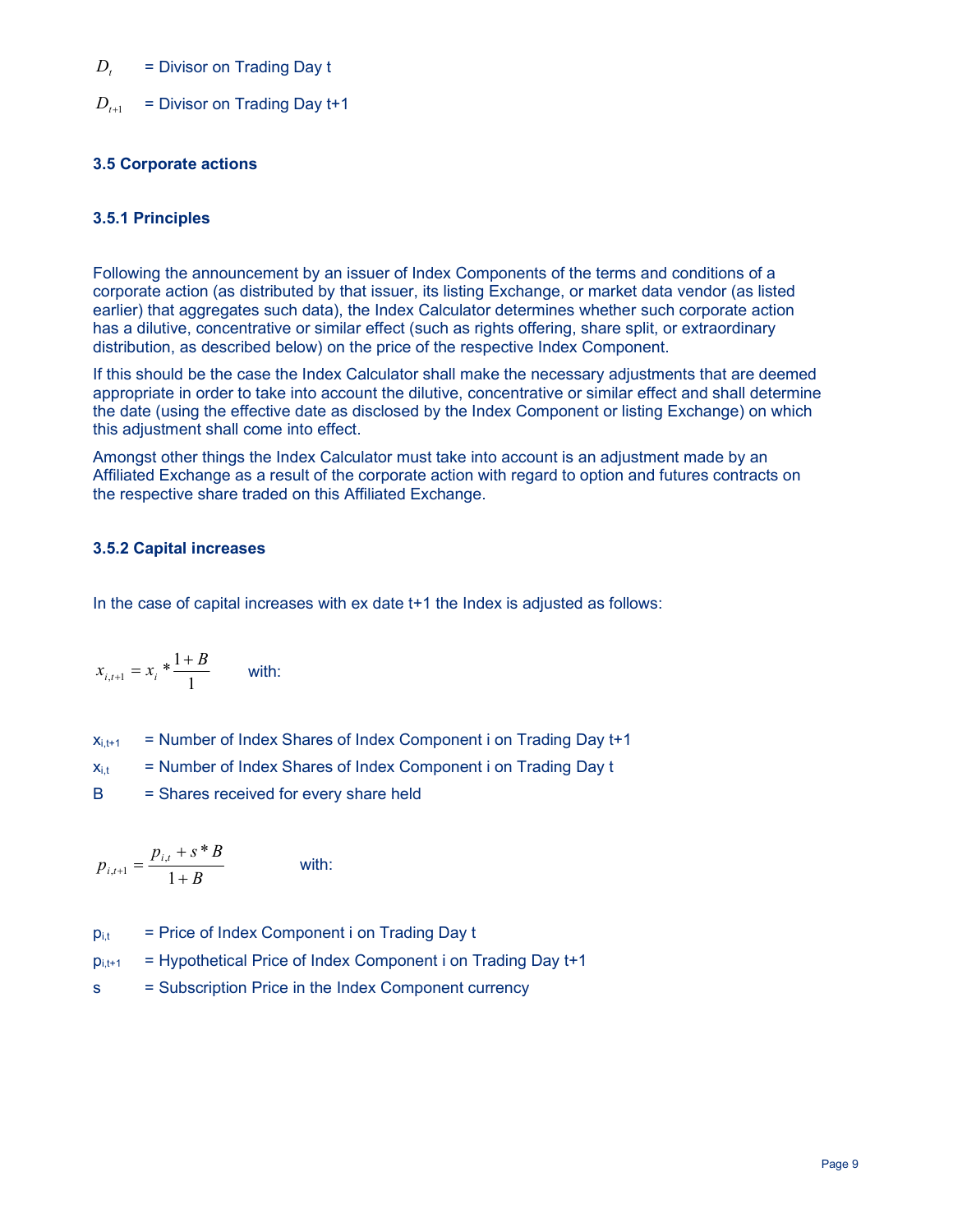$D_t$ = Divisor on Trading Day t

$D_{t+1}$ = Divisor on Trading Day t+1

### 3.5 Corporate actions

#### 3.5.1 Principles

Following the announcement by an issuer of Index Components of the terms and conditions of a corporate action (as distributed by that issuer, its listing Exchange, or market data vendor (as listed earlier) that aggregates such data), the Index Calculator determines whether such corporate action has a dilutive, concentrative or similar effect (such as rights offering, share split, or extraordinary distribution, as described below) on the price of the respective Index Component.

If this should be the case the Index Calculator shall make the necessary adjustments that are deemed appropriate in order to take into account the dilutive, concentrative or similar effect and shall determine the date (using the effective date as disclosed by the Index Component or listing Exchange) on which this adjustment shall come into effect.

Amongst other things the Index Calculator must take into account is an adjustment made by an Affiliated Exchange as a result of the corporate action with regard to option and futures contracts on the respective share traded on this Affiliated Exchange.

#### 3.5.2 Capital increases

In the case of capital increases with ex date t+1 the Index is adjusted as follows:

$$x_{i,t+1} = x_i * \frac{1+B}{1} \quad \text{with:}$$

$x_{i,t+1}$ = Number of Index Shares of Index Component i on Trading Day t+1

$x_{i,t}$ = Number of Index Shares of Index Component i on Trading Day t

B = Shares received for every share held

$$p_{i,t+1} = \frac{p_{i,t} + s * B}{1+B} \quad \text{with:}$$

$p_{i,t}$ = Price of Index Component i on Trading Day t

$p_{i,t+1}$ = Hypothetical Price of Index Component i on Trading Day t+1

s = Subscription Price in the Index Component currency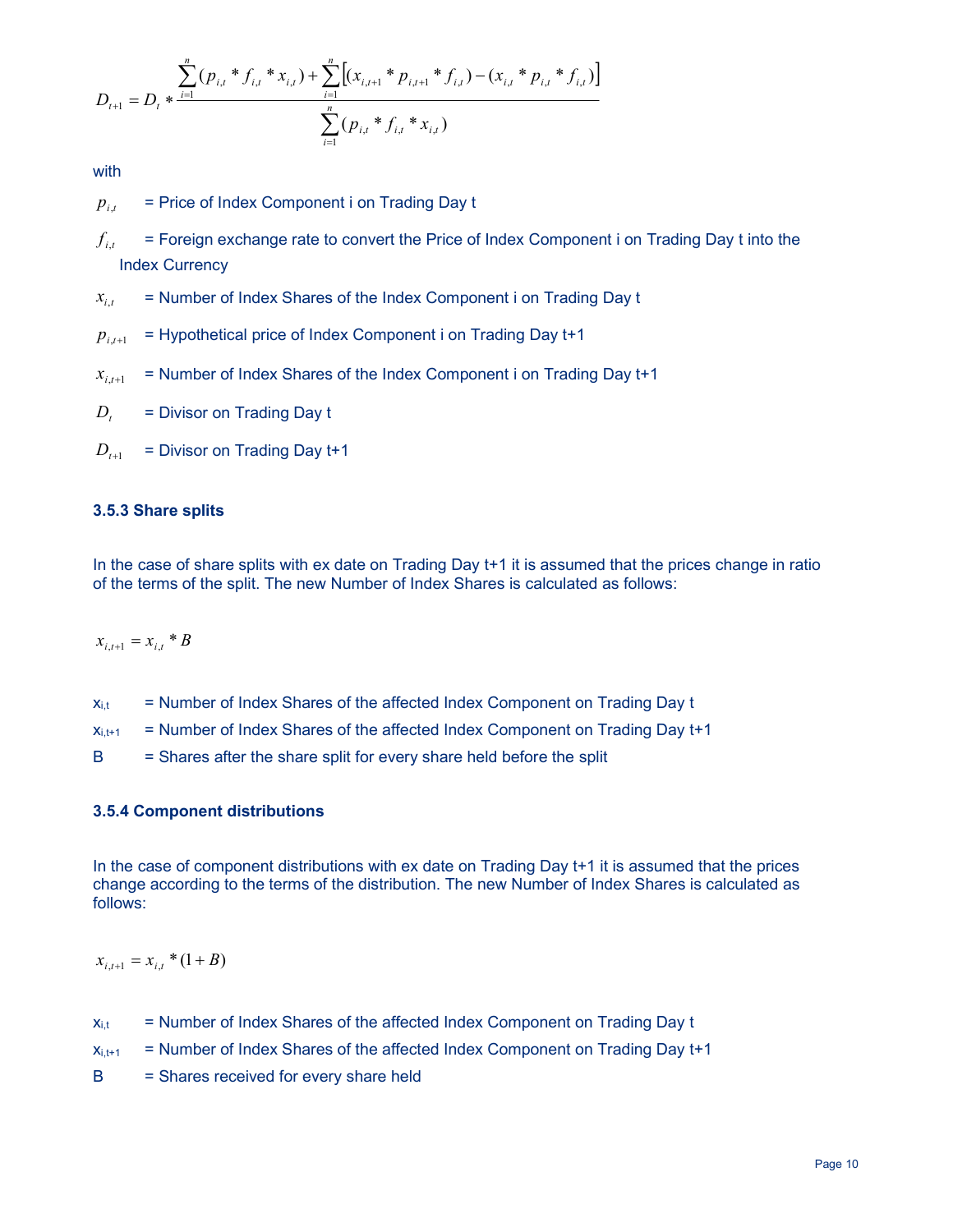$$D_{t+1} = D_t * \frac{\sum_{i=1}^{n}(p_{i,t} * f_{i,t} * x_{i,t}) + \sum_{i=1}^{n}\left[(x_{i,t+1} * p_{i,t+1} * f_{i,t}) - (x_{i,t} * p_{i,t} * f_{i,t})\right]}{\sum_{i=1}^{n}(p_{i,t} * f_{i,t} * x_{i,t})}$$

with

$p_{i,t}$ = Price of Index Component i on Trading Day t

$f_{i,t}$ = Foreign exchange rate to convert the Price of Index Component i on Trading Day t into the Index Currency

$x_{i,t}$ = Number of Index Shares of the Index Component i on Trading Day t

$p_{i,t+1}$ = Hypothetical price of Index Component i on Trading Day t+1

$x_{i,t+1}$ = Number of Index Shares of the Index Component i on Trading Day t+1

$D_t$ = Divisor on Trading Day t

$D_{t+1}$ = Divisor on Trading Day t+1

### 3.5.3 Share splits

In the case of share splits with ex date on Trading Day t+1 it is assumed that the prices change in ratio of the terms of the split. The new Number of Index Shares is calculated as follows:

$$x_{i,t+1} = x_{i,t} * B$$

$x_{i,t}$ = Number of Index Shares of the affected Index Component on Trading Day t

$x_{i,t+1}$ = Number of Index Shares of the affected Index Component on Trading Day t+1

B = Shares after the share split for every share held before the split

### 3.5.4 Component distributions

In the case of component distributions with ex date on Trading Day t+1 it is assumed that the prices change according to the terms of the distribution. The new Number of Index Shares is calculated as follows:

$$x_{i,t+1} = x_{i,t} * (1 + B)$$

$x_{i,t}$ = Number of Index Shares of the affected Index Component on Trading Day t

$x_{i,t+1}$ = Number of Index Shares of the affected Index Component on Trading Day t+1

B = Shares received for every share held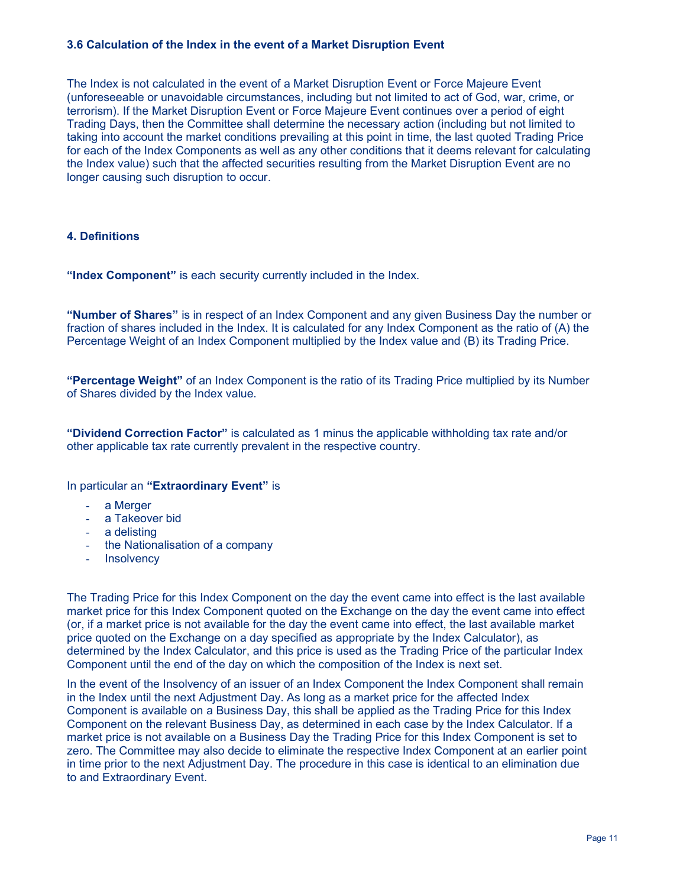### 3.6 Calculation of the Index in the event of a Market Disruption Event

The Index is not calculated in the event of a Market Disruption Event or Force Majeure Event (unforeseeable or unavoidable circumstances, including but not limited to act of God, war, crime, or terrorism). If the Market Disruption Event or Force Majeure Event continues over a period of eight Trading Days, then the Committee shall determine the necessary action (including but not limited to taking into account the market conditions prevailing at this point in time, the last quoted Trading Price for each of the Index Components as well as any other conditions that it deems relevant for calculating the Index value) such that the affected securities resulting from the Market Disruption Event are no longer causing such disruption to occur.

## 4. Definitions

**"Index Component"** is each security currently included in the Index.

**"Number of Shares"** is in respect of an Index Component and any given Business Day the number or fraction of shares included in the Index. It is calculated for any Index Component as the ratio of (A) the Percentage Weight of an Index Component multiplied by the Index value and (B) its Trading Price.

**"Percentage Weight"** of an Index Component is the ratio of its Trading Price multiplied by its Number of Shares divided by the Index value.

**"Dividend Correction Factor"** is calculated as 1 minus the applicable withholding tax rate and/or other applicable tax rate currently prevalent in the respective country.

In particular an **"Extraordinary Event"** is

- a Merger
- a Takeover bid
- a delisting
- the Nationalisation of a company
- Insolvency

The Trading Price for this Index Component on the day the event came into effect is the last available market price for this Index Component quoted on the Exchange on the day the event came into effect (or, if a market price is not available for the day the event came into effect, the last available market price quoted on the Exchange on a day specified as appropriate by the Index Calculator), as determined by the Index Calculator, and this price is used as the Trading Price of the particular Index Component until the end of the day on which the composition of the Index is next set.

In the event of the Insolvency of an issuer of an Index Component the Index Component shall remain in the Index until the next Adjustment Day. As long as a market price for the affected Index Component is available on a Business Day, this shall be applied as the Trading Price for this Index Component on the relevant Business Day, as determined in each case by the Index Calculator. If a market price is not available on a Business Day the Trading Price for this Index Component is set to zero. The Committee may also decide to eliminate the respective Index Component at an earlier point in time prior to the next Adjustment Day. The procedure in this case is identical to an elimination due to and Extraordinary Event.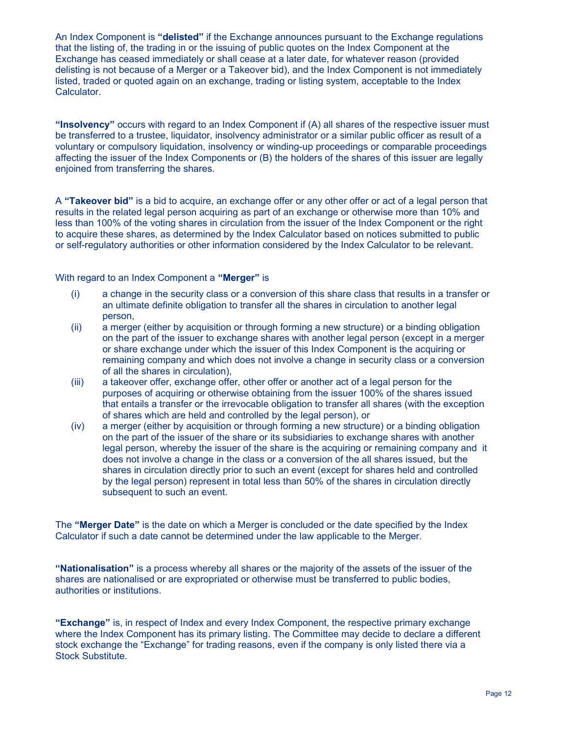An Index Component is **"delisted"** if the Exchange announces pursuant to the Exchange regulations that the listing of, the trading in or the issuing of public quotes on the Index Component at the Exchange has ceased immediately or shall cease at a later date, for whatever reason (provided delisting is not because of a Merger or a Takeover bid), and the Index Component is not immediately listed, traded or quoted again on an exchange, trading or listing system, acceptable to the Index Calculator.

**"Insolvency"** occurs with regard to an Index Component if (A) all shares of the respective issuer must be transferred to a trustee, liquidator, insolvency administrator or a similar public officer as result of a voluntary or compulsory liquidation, insolvency or winding-up proceedings or comparable proceedings affecting the issuer of the Index Components or (B) the holders of the shares of this issuer are legally enjoined from transferring the shares.

A **"Takeover bid"** is a bid to acquire, an exchange offer or any other offer or act of a legal person that results in the related legal person acquiring as part of an exchange or otherwise more than 10% and less than 100% of the voting shares in circulation from the issuer of the Index Component or the right to acquire these shares, as determined by the Index Calculator based on notices submitted to public or self-regulatory authorities or other information considered by the Index Calculator to be relevant.

With regard to an Index Component a **"Merger"** is

(i) a change in the security class or a conversion of this share class that results in a transfer or an ultimate definite obligation to transfer all the shares in circulation to another legal person,

(ii) a merger (either by acquisition or through forming a new structure) or a binding obligation on the part of the issuer to exchange shares with another legal person (except in a merger or share exchange under which the issuer of this Index Component is the acquiring or remaining company and which does not involve a change in security class or a conversion of all the shares in circulation),

(iii) a takeover offer, exchange offer, other offer or another act of a legal person for the purposes of acquiring or otherwise obtaining from the issuer 100% of the shares issued that entails a transfer or the irrevocable obligation to transfer all shares (with the exception of shares which are held and controlled by the legal person), or

(iv) a merger (either by acquisition or through forming a new structure) or a binding obligation on the part of the issuer of the share or its subsidiaries to exchange shares with another legal person, whereby the issuer of the share is the acquiring or remaining company and it does not involve a change in the class or a conversion of the all shares issued, but the shares in circulation directly prior to such an event (except for shares held and controlled by the legal person) represent in total less than 50% of the shares in circulation directly subsequent to such an event.

The **"Merger Date"** is the date on which a Merger is concluded or the date specified by the Index Calculator if such a date cannot be determined under the law applicable to the Merger.

**"Nationalisation"** is a process whereby all shares or the majority of the assets of the issuer of the shares are nationalised or are expropriated or otherwise must be transferred to public bodies, authorities or institutions.

**"Exchange"** is, in respect of Index and every Index Component, the respective primary exchange where the Index Component has its primary listing. The Committee may decide to declare a different stock exchange the "Exchange" for trading reasons, even if the company is only listed there via a Stock Substitute.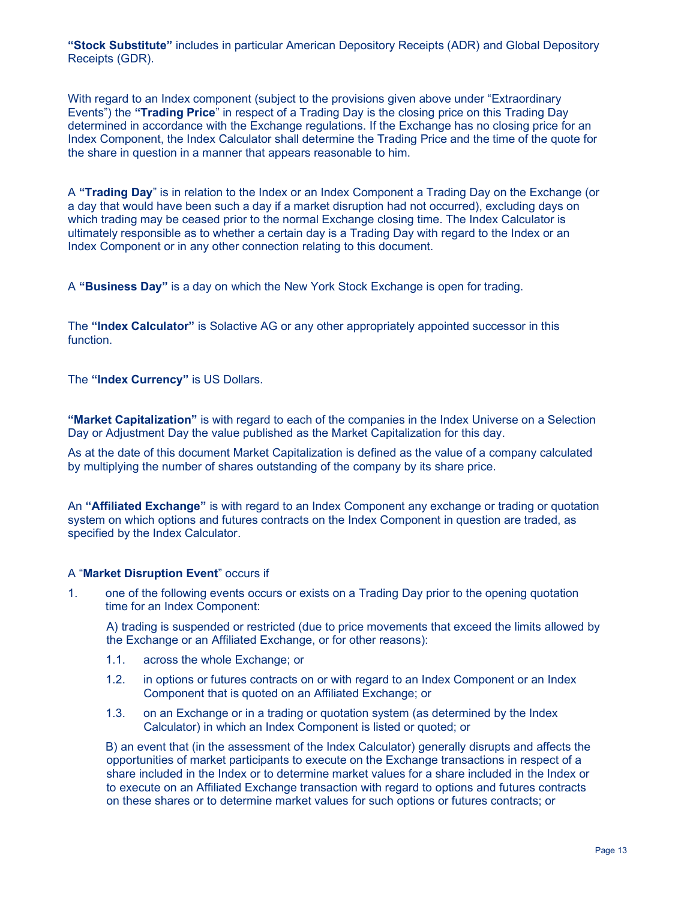**"Stock Substitute"** includes in particular American Depository Receipts (ADR) and Global Depository Receipts (GDR).

With regard to an Index component (subject to the provisions given above under "Extraordinary Events") the **"Trading Price"** in respect of a Trading Day is the closing price on this Trading Day determined in accordance with the Exchange regulations. If the Exchange has no closing price for an Index Component, the Index Calculator shall determine the Trading Price and the time of the quote for the share in question in a manner that appears reasonable to him.

A **"Trading Day"** is in relation to the Index or an Index Component a Trading Day on the Exchange (or a day that would have been such a day if a market disruption had not occurred), excluding days on which trading may be ceased prior to the normal Exchange closing time. The Index Calculator is ultimately responsible as to whether a certain day is a Trading Day with regard to the Index or an Index Component or in any other connection relating to this document.

A **"Business Day"** is a day on which the New York Stock Exchange is open for trading.

The **"Index Calculator"** is Solactive AG or any other appropriately appointed successor in this function.

The **"Index Currency"** is US Dollars.

**"Market Capitalization"** is with regard to each of the companies in the Index Universe on a Selection Day or Adjustment Day the value published as the Market Capitalization for this day.

As at the date of this document Market Capitalization is defined as the value of a company calculated by multiplying the number of shares outstanding of the company by its share price.

An **"Affiliated Exchange"** is with regard to an Index Component any exchange or trading or quotation system on which options and futures contracts on the Index Component in question are traded, as specified by the Index Calculator.

A "**Market Disruption Event**" occurs if

1. one of the following events occurs or exists on a Trading Day prior to the opening quotation time for an Index Component:

   A) trading is suspended or restricted (due to price movements that exceed the limits allowed by the Exchange or an Affiliated Exchange, or for other reasons):

   1.1. across the whole Exchange; or

   1.2. in options or futures contracts on or with regard to an Index Component or an Index Component that is quoted on an Affiliated Exchange; or

   1.3. on an Exchange or in a trading or quotation system (as determined by the Index Calculator) in which an Index Component is listed or quoted; or

   B) an event that (in the assessment of the Index Calculator) generally disrupts and affects the opportunities of market participants to execute on the Exchange transactions in respect of a share included in the Index or to determine market values for a share included in the Index or to execute on an Affiliated Exchange transaction with regard to options and futures contracts on these shares or to determine market values for such options or futures contracts; or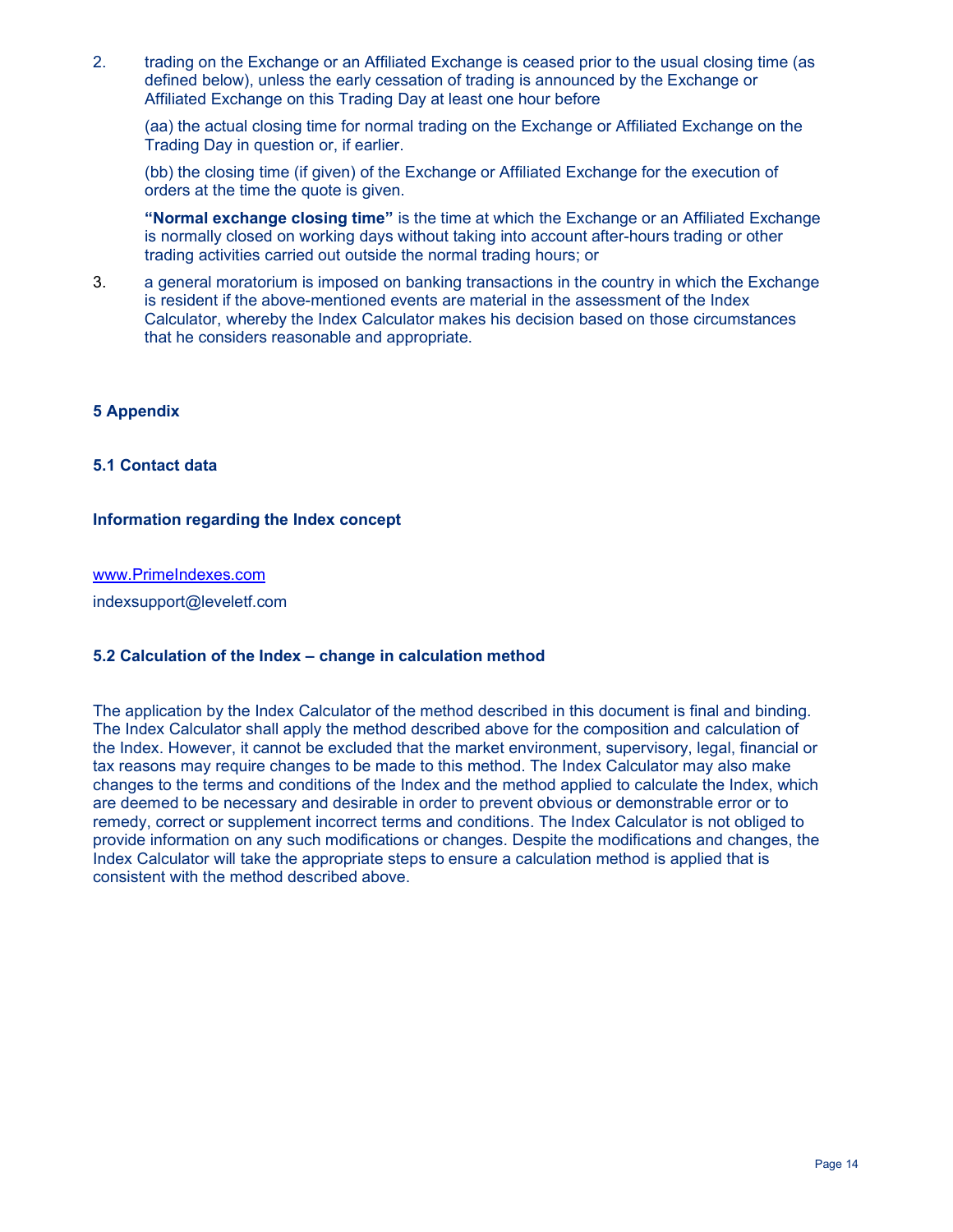2. trading on the Exchange or an Affiliated Exchange is ceased prior to the usual closing time (as defined below), unless the early cessation of trading is announced by the Exchange or Affiliated Exchange on this Trading Day at least one hour before

   (aa) the actual closing time for normal trading on the Exchange or Affiliated Exchange on the Trading Day in question or, if earlier.

   (bb) the closing time (if given) of the Exchange or Affiliated Exchange for the execution of orders at the time the quote is given.

   **"Normal exchange closing time"** is the time at which the Exchange or an Affiliated Exchange is normally closed on working days without taking into account after-hours trading or other trading activities carried out outside the normal trading hours; or

3. a general moratorium is imposed on banking transactions in the country in which the Exchange is resident if the above-mentioned events are material in the assessment of the Index Calculator, whereby the Index Calculator makes his decision based on those circumstances that he considers reasonable and appropriate.

## 5 Appendix

### 5.1 Contact data

**Information regarding the Index concept**

www.PrimeIndexes.com

indexsupport@leveletf.com

### 5.2 Calculation of the Index – change in calculation method

The application by the Index Calculator of the method described in this document is final and binding. The Index Calculator shall apply the method described above for the composition and calculation of the Index. However, it cannot be excluded that the market environment, supervisory, legal, financial or tax reasons may require changes to be made to this method. The Index Calculator may also make changes to the terms and conditions of the Index and the method applied to calculate the Index, which are deemed to be necessary and desirable in order to prevent obvious or demonstrable error or to remedy, correct or supplement incorrect terms and conditions. The Index Calculator is not obliged to provide information on any such modifications or changes. Despite the modifications and changes, the Index Calculator will take the appropriate steps to ensure a calculation method is applied that is consistent with the method described above.